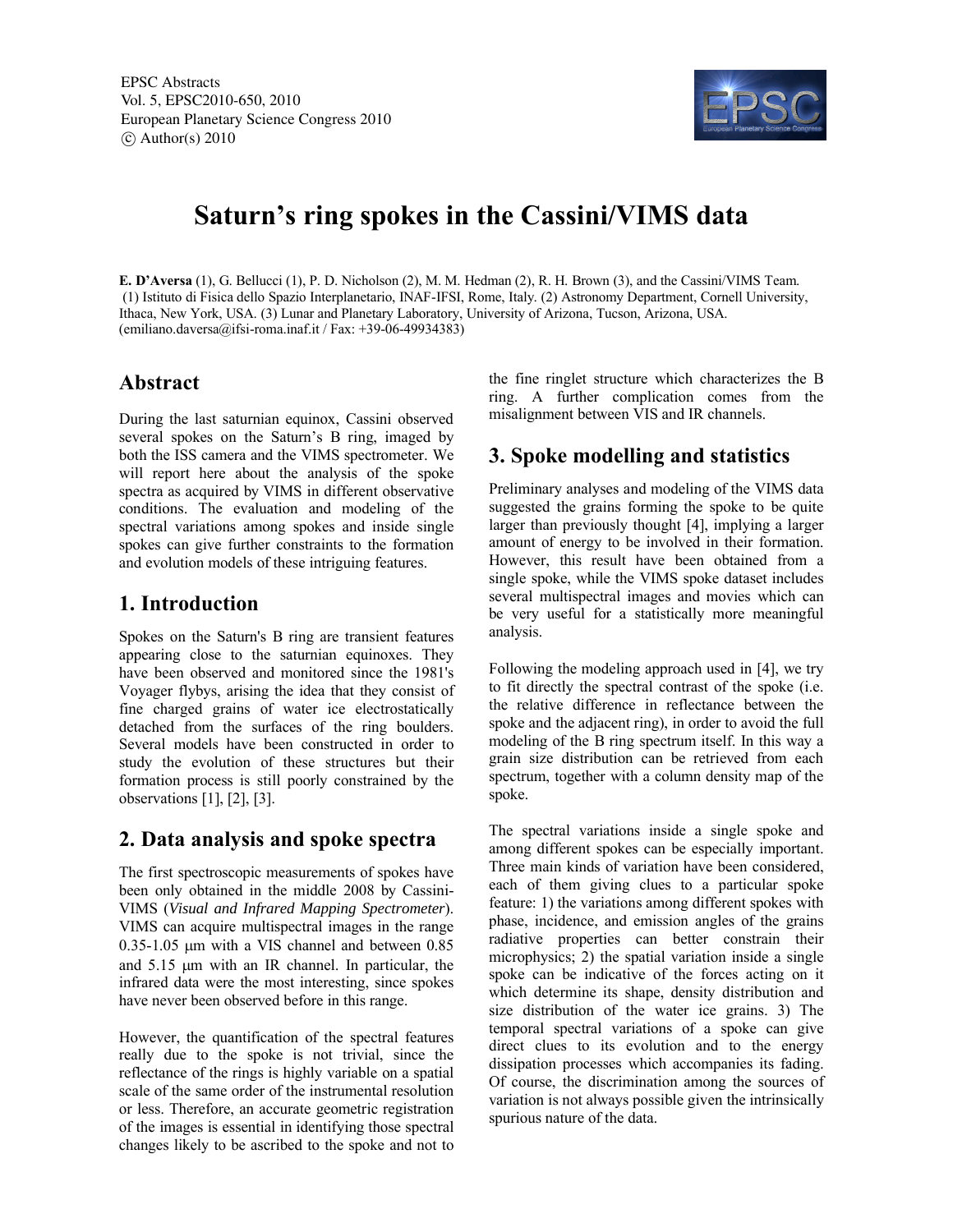# Saturn's ring spokes in the Cassini/VIMS data

**E. D'Aversa** (1), G. Bellucci (1), P. D. Nicholson (2), M. M. Hedman (2), R. H. Brown (3), and the Cassini/VIMS Team.
(1) Istituto di Fisica dello Spazio Interplanetario, INAF-IFSI, Rome, Italy. (2) Astronomy Department, Cornell University, Ithaca, New York, USA. (3) Lunar and Planetary Laboratory, University of Arizona, Tucson, Arizona, USA.
(emiliano.daversa@ifsi-roma.inaf.it / Fax: +39-06-49934383)

## Abstract

During the last saturnian equinox, Cassini observed several spokes on the Saturn's B ring, imaged by both the ISS camera and the VIMS spectrometer. We will report here about the analysis of the spoke spectra as acquired by VIMS in different observative conditions. The evaluation and modeling of the spectral variations among spokes and inside single spokes can give further constraints to the formation and evolution models of these intriguing features.

## 1. Introduction

Spokes on the Saturn's B ring are transient features appearing close to the saturnian equinoxes. They have been observed and monitored since the 1981's Voyager flybys, arising the idea that they consist of fine charged grains of water ice electrostatically detached from the surfaces of the ring boulders. Several models have been constructed in order to study the evolution of these structures but their formation process is still poorly constrained by the observations [1], [2], [3].

## 2. Data analysis and spoke spectra

The first spectroscopic measurements of spokes have been only obtained in the middle 2008 by Cassini-VIMS (*Visual and Infrared Mapping Spectrometer*). VIMS can acquire multispectral images in the range 0.35-1.05 μm with a VIS channel and between 0.85 and 5.15 μm with an IR channel. In particular, the infrared data were the most interesting, since spokes have never been observed before in this range.

However, the quantification of the spectral features really due to the spoke is not trivial, since the reflectance of the rings is highly variable on a spatial scale of the same order of the instrumental resolution or less. Therefore, an accurate geometric registration of the images is essential in identifying those spectral changes likely to be ascribed to the spoke and not to the fine ringlet structure which characterizes the B ring. A further complication comes from the misalignment between VIS and IR channels.

## 3. Spoke modelling and statistics

Preliminary analyses and modeling of the VIMS data suggested the grains forming the spoke to be quite larger than previously thought [4], implying a larger amount of energy to be involved in their formation. However, this result have been obtained from a single spoke, while the VIMS spoke dataset includes several multispectral images and movies which can be very useful for a statistically more meaningful analysis.

Following the modeling approach used in [4], we try to fit directly the spectral contrast of the spoke (i.e. the relative difference in reflectance between the spoke and the adjacent ring), in order to avoid the full modeling of the B ring spectrum itself. In this way a grain size distribution can be retrieved from each spectrum, together with a column density map of the spoke.

The spectral variations inside a single spoke and among different spokes can be especially important. Three main kinds of variation have been considered, each of them giving clues to a particular spoke feature: 1) the variations among different spokes with phase, incidence, and emission angles of the grains radiative properties can better constrain their microphysics; 2) the spatial variation inside a single spoke can be indicative of the forces acting on it which determine its shape, density distribution and size distribution of the water ice grains. 3) The temporal spectral variations of a spoke can give direct clues to its evolution and to the energy dissipation processes which accompanies its fading. Of course, the discrimination among the sources of variation is not always possible given the intrinsically spurious nature of the data.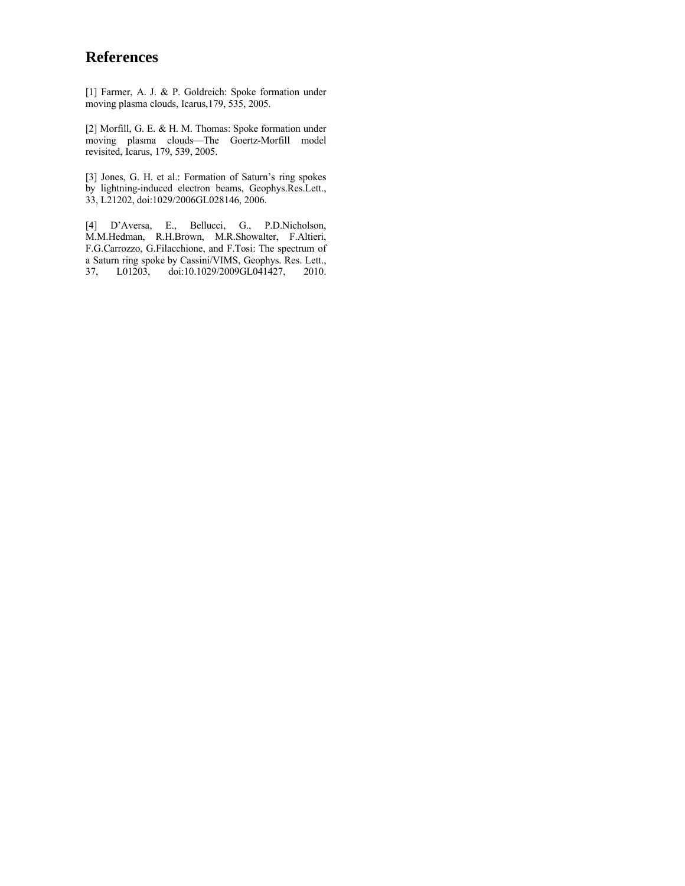# References

[1] Farmer, A. J. & P. Goldreich: Spoke formation under moving plasma clouds, Icarus,179, 535, 2005.

[2] Morfill, G. E. & H. M. Thomas: Spoke formation under moving plasma clouds—The Goertz-Morfill model revisited, Icarus, 179, 539, 2005.

[3] Jones, G. H. et al.: Formation of Saturn's ring spokes by lightning-induced electron beams, Geophys.Res.Lett., 33, L21202, doi:1029/2006GL028146, 2006.

[4] D'Aversa, E., Bellucci, G., P.D.Nicholson, M.M.Hedman, R.H.Brown, M.R.Showalter, F.Altieri, F.G.Carrozzo, G.Filacchione, and F.Tosi: The spectrum of a Saturn ring spoke by Cassini/VIMS, Geophys. Res. Lett., 37, L01203, doi:10.1029/2009GL041427, 2010.